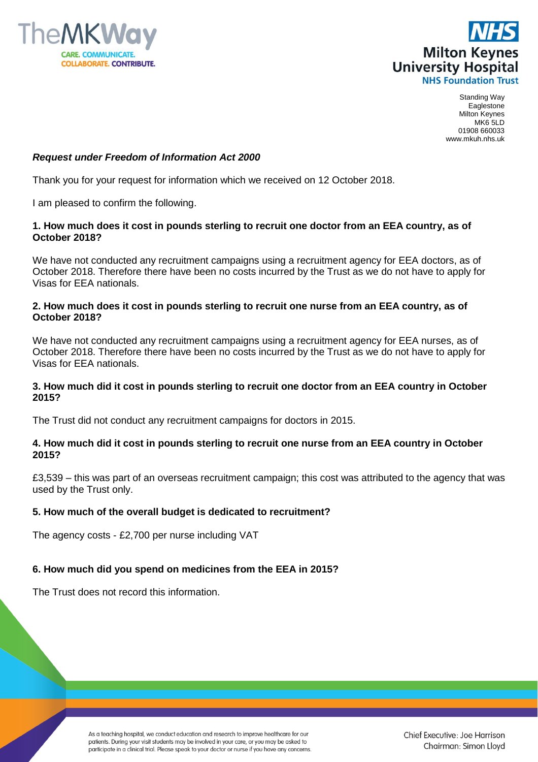Standing Way
Eaglestone
Milton Keynes
MK6 5LD
01908 660033
www.mkuh.nhs.uk

***Request under Freedom of Information Act 2000***

Thank you for your request for information which we received on 12 October 2018.

I am pleased to confirm the following.

**1. How much does it cost in pounds sterling to recruit one doctor from an EEA country, as of October 2018?**

We have not conducted any recruitment campaigns using a recruitment agency for EEA doctors, as of October 2018. Therefore there have been no costs incurred by the Trust as we do not have to apply for Visas for EEA nationals.

**2. How much does it cost in pounds sterling to recruit one nurse from an EEA country, as of October 2018?**

We have not conducted any recruitment campaigns using a recruitment agency for EEA nurses, as of October 2018. Therefore there have been no costs incurred by the Trust as we do not have to apply for Visas for EEA nationals.

**3. How much did it cost in pounds sterling to recruit one doctor from an EEA country in October 2015?**

The Trust did not conduct any recruitment campaigns for doctors in 2015.

**4. How much did it cost in pounds sterling to recruit one nurse from an EEA country in October 2015?**

£3,539 – this was part of an overseas recruitment campaign; this cost was attributed to the agency that was used by the Trust only.

**5. How much of the overall budget is dedicated to recruitment?**

The agency costs - £2,700 per nurse including VAT

**6. How much did you spend on medicines from the EEA in 2015?**

The Trust does not record this information.

As a teaching hospital, we conduct education and research to improve healthcare for our patients. During your visit students may be involved in your care, or you may be asked to participate in a clinical trial. Please speak to your doctor or nurse if you have any concerns.

Chief Executive: Joe Harrison
Chairman: Simon Lloyd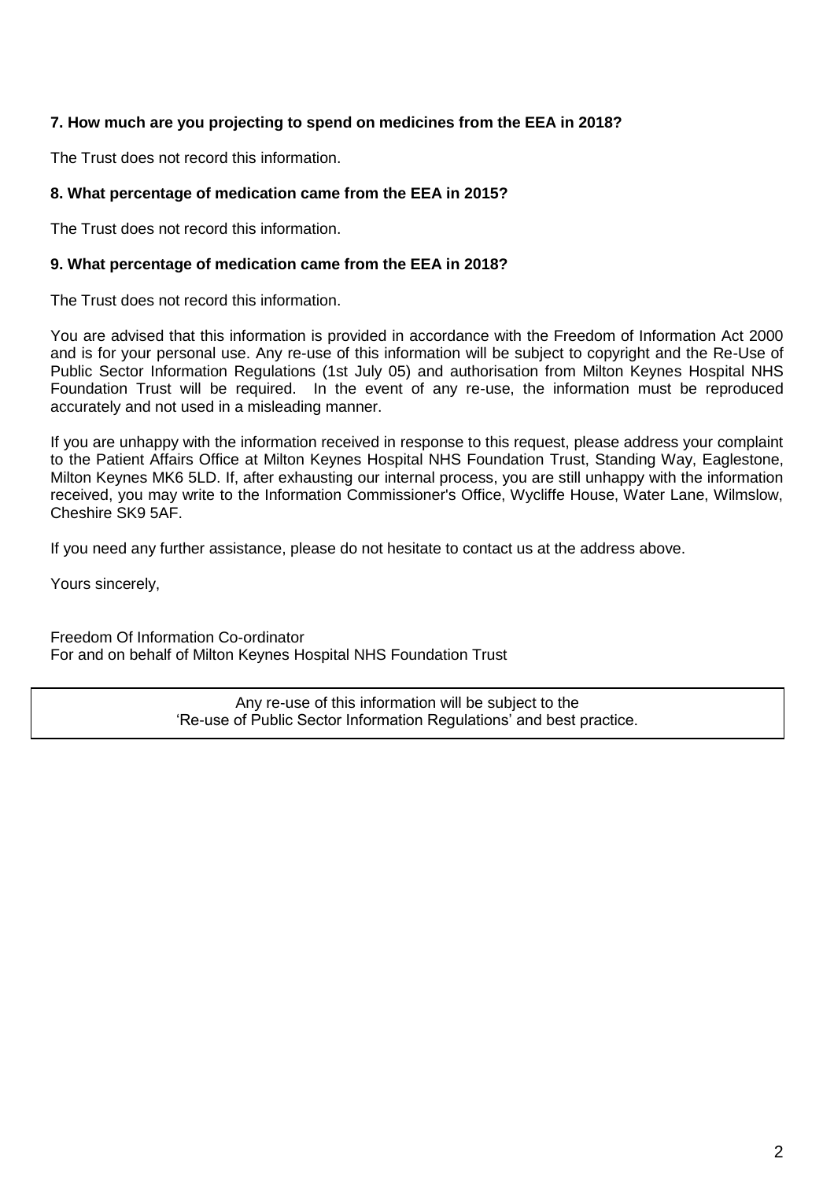**7. How much are you projecting to spend on medicines from the EEA in 2018?**

The Trust does not record this information.

**8. What percentage of medication came from the EEA in 2015?**

The Trust does not record this information.

**9. What percentage of medication came from the EEA in 2018?**

The Trust does not record this information.

You are advised that this information is provided in accordance with the Freedom of Information Act 2000 and is for your personal use. Any re-use of this information will be subject to copyright and the Re-Use of Public Sector Information Regulations (1st July 05) and authorisation from Milton Keynes Hospital NHS Foundation Trust will be required. In the event of any re-use, the information must be reproduced accurately and not used in a misleading manner.

If you are unhappy with the information received in response to this request, please address your complaint to the Patient Affairs Office at Milton Keynes Hospital NHS Foundation Trust, Standing Way, Eaglestone, Milton Keynes MK6 5LD. If, after exhausting our internal process, you are still unhappy with the information received, you may write to the Information Commissioner's Office, Wycliffe House, Water Lane, Wilmslow, Cheshire SK9 5AF.

If you need any further assistance, please do not hesitate to contact us at the address above.

Yours sincerely,

Freedom Of Information Co-ordinator
For and on behalf of Milton Keynes Hospital NHS Foundation Trust

Any re-use of this information will be subject to the
'Re-use of Public Sector Information Regulations' and best practice.